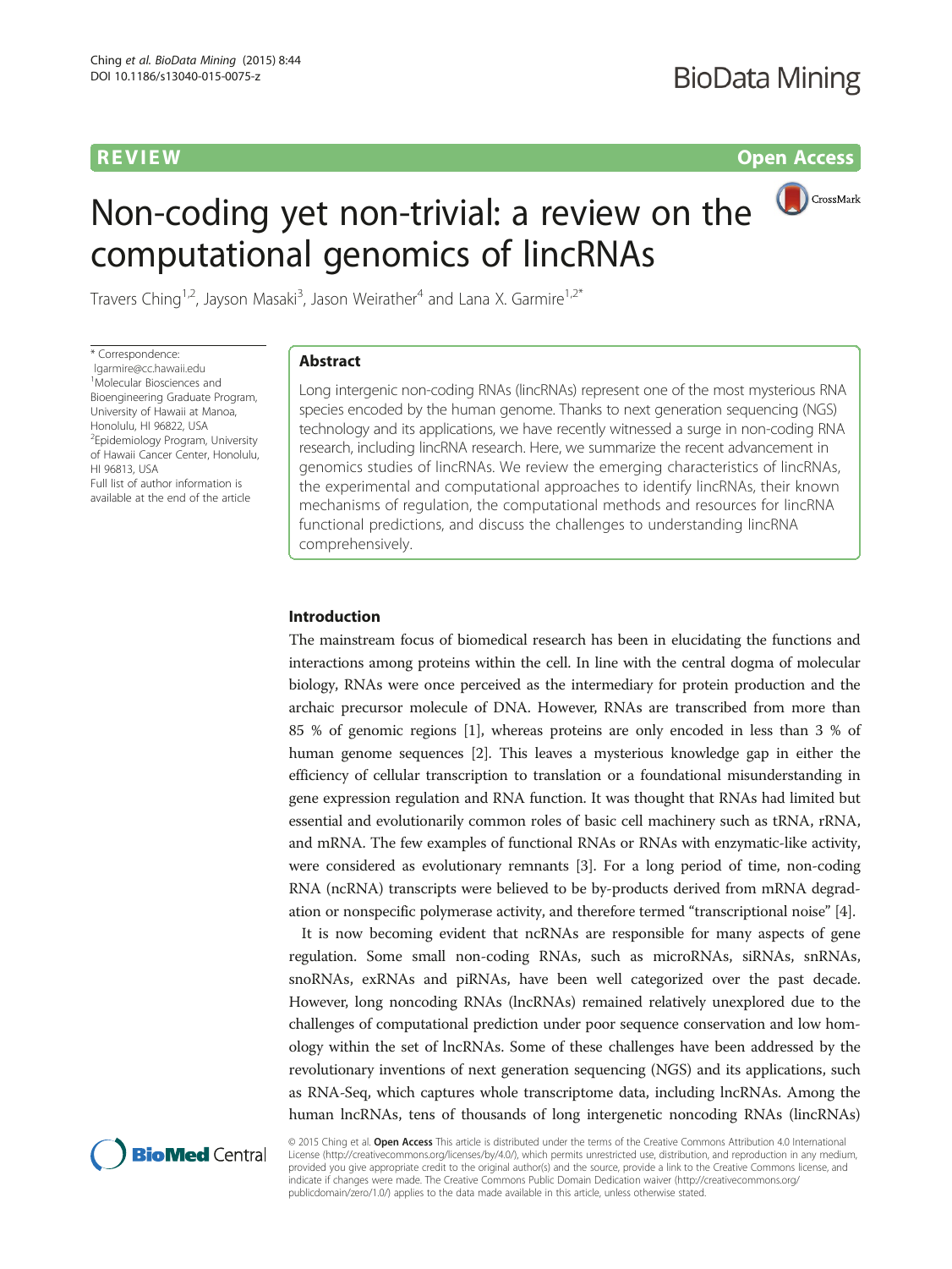REVIEW Open Access

# Non-coding yet non-trivial: a review on the computational genomics of lincRNAs

Travers Ching[1,2], Jayson Masaki[3], Jason Weirather[4] and Lana X. Garmire[1,2*]

\* Correspondence: lgarmire@cc.hawaii.edu
[1]Molecular Biosciences and Bioengineering Graduate Program, University of Hawaii at Manoa, Honolulu, HI 96822, USA
[2]Epidemiology Program, University of Hawaii Cancer Center, Honolulu, HI 96813, USA
Full list of author information is available at the end of the article

## Abstract

Long intergenic non-coding RNAs (lincRNAs) represent one of the most mysterious RNA species encoded by the human genome. Thanks to next generation sequencing (NGS) technology and its applications, we have recently witnessed a surge in non-coding RNA research, including lincRNA research. Here, we summarize the recent advancement in genomics studies of lincRNAs. We review the emerging characteristics of lincRNAs, the experimental and computational approaches to identify lincRNAs, their known mechanisms of regulation, the computational methods and resources for lincRNA functional predictions, and discuss the challenges to understanding lincRNA comprehensively.

## Introduction

The mainstream focus of biomedical research has been in elucidating the functions and interactions among proteins within the cell. In line with the central dogma of molecular biology, RNAs were once perceived as the intermediary for protein production and the archaic precursor molecule of DNA. However, RNAs are transcribed from more than 85 % of genomic regions [1], whereas proteins are only encoded in less than 3 % of human genome sequences [2]. This leaves a mysterious knowledge gap in either the efficiency of cellular transcription to translation or a foundational misunderstanding in gene expression regulation and RNA function. It was thought that RNAs had limited but essential and evolutionarily common roles of basic cell machinery such as tRNA, rRNA, and mRNA. The few examples of functional RNAs or RNAs with enzymatic-like activity, were considered as evolutionary remnants [3]. For a long period of time, non-coding RNA (ncRNA) transcripts were believed to be by-products derived from mRNA degradation or nonspecific polymerase activity, and therefore termed "transcriptional noise" [4].

It is now becoming evident that ncRNAs are responsible for many aspects of gene regulation. Some small non-coding RNAs, such as microRNAs, siRNAs, snRNAs, snoRNAs, exRNAs and piRNAs, have been well categorized over the past decade. However, long noncoding RNAs (lncRNAs) remained relatively unexplored due to the challenges of computational prediction under poor sequence conservation and low homology within the set of lncRNAs. Some of these challenges have been addressed by the revolutionary inventions of next generation sequencing (NGS) and its applications, such as RNA-Seq, which captures whole transcriptome data, including lncRNAs. Among the human lncRNAs, tens of thousands of long intergenetic noncoding RNAs (lincRNAs)

© 2015 Ching et al. **Open Access** This article is distributed under the terms of the Creative Commons Attribution 4.0 International License (http://creativecommons.org/licenses/by/4.0/), which permits unrestricted use, distribution, and reproduction in any medium, provided you give appropriate credit to the original author(s) and the source, provide a link to the Creative Commons license, and indicate if changes were made. The Creative Commons Public Domain Dedication waiver (http://creativecommons.org/publicdomain/zero/1.0/) applies to the data made available in this article, unless otherwise stated.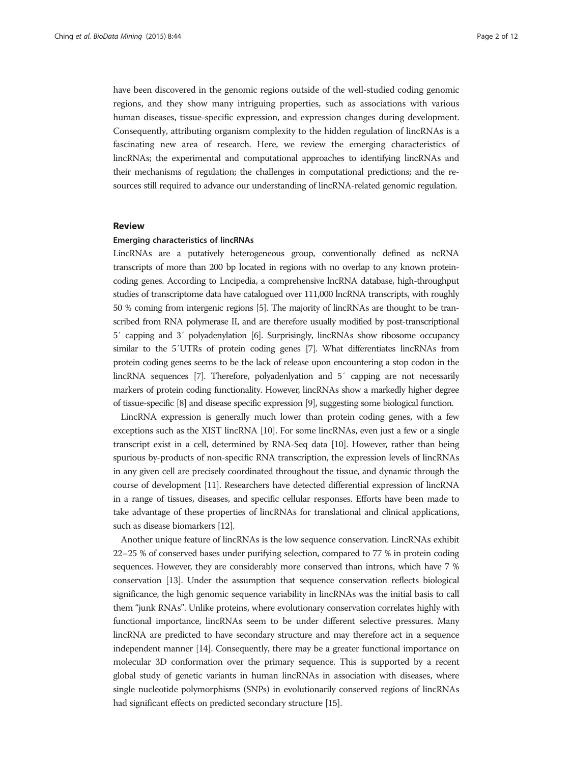have been discovered in the genomic regions outside of the well-studied coding genomic regions, and they show many intriguing properties, such as associations with various human diseases, tissue-specific expression, and expression changes during development. Consequently, attributing organism complexity to the hidden regulation of lincRNAs is a fascinating new area of research. Here, we review the emerging characteristics of lincRNAs; the experimental and computational approaches to identifying lincRNAs and their mechanisms of regulation; the challenges in computational predictions; and the resources still required to advance our understanding of lincRNA-related genomic regulation.

## Review

### Emerging characteristics of lincRNAs

LincRNAs are a putatively heterogeneous group, conventionally defined as ncRNA transcripts of more than 200 bp located in regions with no overlap to any known protein-coding genes. According to Lncipedia, a comprehensive lncRNA database, high-throughput studies of transcriptome data have catalogued over 111,000 lncRNA transcripts, with roughly 50 % coming from intergenic regions [5]. The majority of lincRNAs are thought to be transcribed from RNA polymerase II, and are therefore usually modified by post-transcriptional 5′ capping and 3′ polyadenylation [6]. Surprisingly, lincRNAs show ribosome occupancy similar to the 5′UTRs of protein coding genes [7]. What differentiates lincRNAs from protein coding genes seems to be the lack of release upon encountering a stop codon in the lincRNA sequences [7]. Therefore, polyadenlyation and 5′ capping are not necessarily markers of protein coding functionality. However, lincRNAs show a markedly higher degree of tissue-specific [8] and disease specific expression [9], suggesting some biological function.

LincRNA expression is generally much lower than protein coding genes, with a few exceptions such as the XIST lincRNA [10]. For some lincRNAs, even just a few or a single transcript exist in a cell, determined by RNA-Seq data [10]. However, rather than being spurious by-products of non-specific RNA transcription, the expression levels of lincRNAs in any given cell are precisely coordinated throughout the tissue, and dynamic through the course of development [11]. Researchers have detected differential expression of lincRNA in a range of tissues, diseases, and specific cellular responses. Efforts have been made to take advantage of these properties of lincRNAs for translational and clinical applications, such as disease biomarkers [12].

Another unique feature of lincRNAs is the low sequence conservation. LincRNAs exhibit 22–25 % of conserved bases under purifying selection, compared to 77 % in protein coding sequences. However, they are considerably more conserved than introns, which have 7 % conservation [13]. Under the assumption that sequence conservation reflects biological significance, the high genomic sequence variability in lincRNAs was the initial basis to call them "junk RNAs". Unlike proteins, where evolutionary conservation correlates highly with functional importance, lincRNAs seem to be under different selective pressures. Many lincRNA are predicted to have secondary structure and may therefore act in a sequence independent manner [14]. Consequently, there may be a greater functional importance on molecular 3D conformation over the primary sequence. This is supported by a recent global study of genetic variants in human lincRNAs in association with diseases, where single nucleotide polymorphisms (SNPs) in evolutionarily conserved regions of lincRNAs had significant effects on predicted secondary structure [15].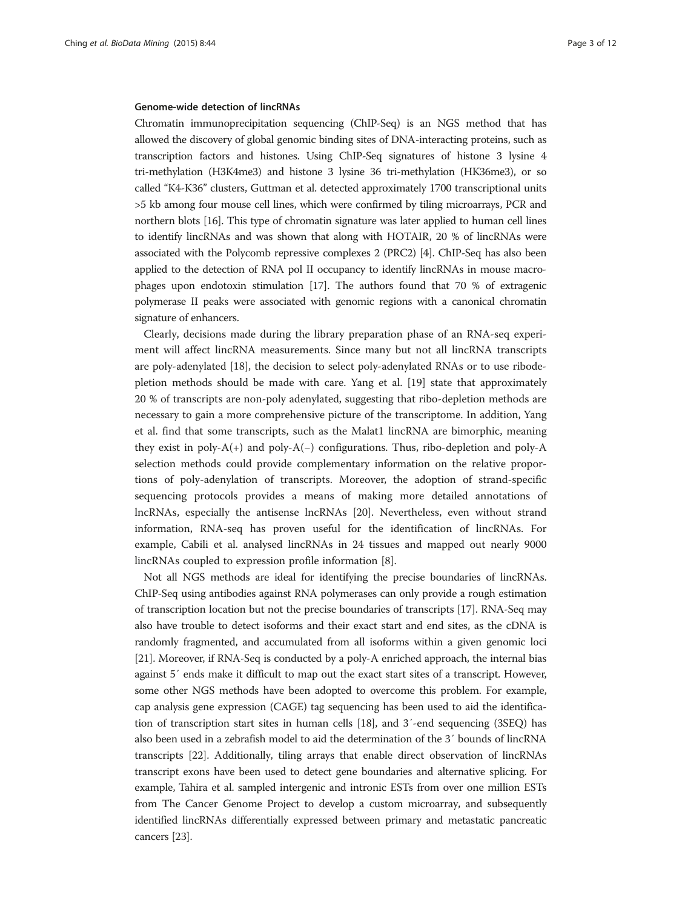#### Genome-wide detection of lincRNAs

Chromatin immunoprecipitation sequencing (ChIP-Seq) is an NGS method that has allowed the discovery of global genomic binding sites of DNA-interacting proteins, such as transcription factors and histones. Using ChIP-Seq signatures of histone 3 lysine 4 tri-methylation (H3K4me3) and histone 3 lysine 36 tri-methylation (HK36me3), or so called "K4-K36" clusters, Guttman et al. detected approximately 1700 transcriptional units >5 kb among four mouse cell lines, which were confirmed by tiling microarrays, PCR and northern blots [16]. This type of chromatin signature was later applied to human cell lines to identify lincRNAs and was shown that along with HOTAIR, 20 % of lincRNAs were associated with the Polycomb repressive complexes 2 (PRC2) [4]. ChIP-Seq has also been applied to the detection of RNA pol II occupancy to identify lincRNAs in mouse macrophages upon endotoxin stimulation [17]. The authors found that 70 % of extragenic polymerase II peaks were associated with genomic regions with a canonical chromatin signature of enhancers.

Clearly, decisions made during the library preparation phase of an RNA-seq experiment will affect lincRNA measurements. Since many but not all lincRNA transcripts are poly-adenylated [18], the decision to select poly-adenylated RNAs or to use ribodepletion methods should be made with care. Yang et al. [19] state that approximately 20 % of transcripts are non-poly adenylated, suggesting that ribo-depletion methods are necessary to gain a more comprehensive picture of the transcriptome. In addition, Yang et al. find that some transcripts, such as the Malat1 lincRNA are bimorphic, meaning they exist in poly-A(+) and poly-A(−) configurations. Thus, ribo-depletion and poly-A selection methods could provide complementary information on the relative proportions of poly-adenylation of transcripts. Moreover, the adoption of strand-specific sequencing protocols provides a means of making more detailed annotations of lncRNAs, especially the antisense lncRNAs [20]. Nevertheless, even without strand information, RNA-seq has proven useful for the identification of lincRNAs. For example, Cabili et al. analysed lincRNAs in 24 tissues and mapped out nearly 9000 lincRNAs coupled to expression profile information [8].

Not all NGS methods are ideal for identifying the precise boundaries of lincRNAs. ChIP-Seq using antibodies against RNA polymerases can only provide a rough estimation of transcription location but not the precise boundaries of transcripts [17]. RNA-Seq may also have trouble to detect isoforms and their exact start and end sites, as the cDNA is randomly fragmented, and accumulated from all isoforms within a given genomic loci [21]. Moreover, if RNA-Seq is conducted by a poly-A enriched approach, the internal bias against 5′ ends make it difficult to map out the exact start sites of a transcript. However, some other NGS methods have been adopted to overcome this problem. For example, cap analysis gene expression (CAGE) tag sequencing has been used to aid the identification of transcription start sites in human cells [18], and 3′-end sequencing (3SEQ) has also been used in a zebrafish model to aid the determination of the 3′ bounds of lincRNA transcripts [22]. Additionally, tiling arrays that enable direct observation of lincRNAs transcript exons have been used to detect gene boundaries and alternative splicing. For example, Tahira et al. sampled intergenic and intronic ESTs from over one million ESTs from The Cancer Genome Project to develop a custom microarray, and subsequently identified lincRNAs differentially expressed between primary and metastatic pancreatic cancers [23].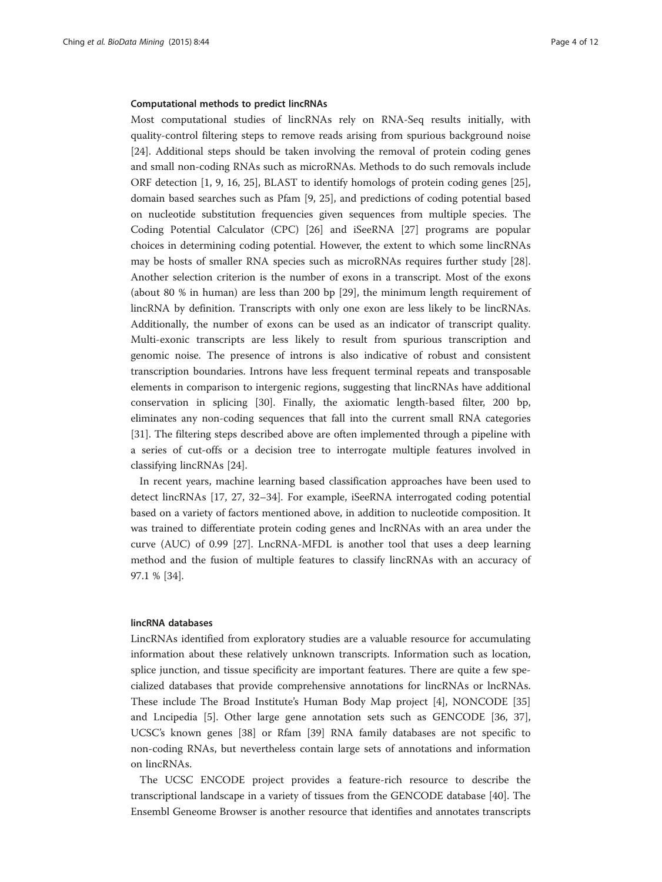### Computational methods to predict lincRNAs

Most computational studies of lincRNAs rely on RNA-Seq results initially, with quality-control filtering steps to remove reads arising from spurious background noise [24]. Additional steps should be taken involving the removal of protein coding genes and small non-coding RNAs such as microRNAs. Methods to do such removals include ORF detection [1, 9, 16, 25], BLAST to identify homologs of protein coding genes [25], domain based searches such as Pfam [9, 25], and predictions of coding potential based on nucleotide substitution frequencies given sequences from multiple species. The Coding Potential Calculator (CPC) [26] and iSeeRNA [27] programs are popular choices in determining coding potential. However, the extent to which some lincRNAs may be hosts of smaller RNA species such as microRNAs requires further study [28]. Another selection criterion is the number of exons in a transcript. Most of the exons (about 80 % in human) are less than 200 bp [29], the minimum length requirement of lincRNA by definition. Transcripts with only one exon are less likely to be lincRNAs. Additionally, the number of exons can be used as an indicator of transcript quality. Multi-exonic transcripts are less likely to result from spurious transcription and genomic noise. The presence of introns is also indicative of robust and consistent transcription boundaries. Introns have less frequent terminal repeats and transposable elements in comparison to intergenic regions, suggesting that lincRNAs have additional conservation in splicing [30]. Finally, the axiomatic length-based filter, 200 bp, eliminates any non-coding sequences that fall into the current small RNA categories [31]. The filtering steps described above are often implemented through a pipeline with a series of cut-offs or a decision tree to interrogate multiple features involved in classifying lincRNAs [24].

In recent years, machine learning based classification approaches have been used to detect lincRNAs [17, 27, 32–34]. For example, iSeeRNA interrogated coding potential based on a variety of factors mentioned above, in addition to nucleotide composition. It was trained to differentiate protein coding genes and lncRNAs with an area under the curve (AUC) of 0.99 [27]. LncRNA-MFDL is another tool that uses a deep learning method and the fusion of multiple features to classify lincRNAs with an accuracy of 97.1 % [34].

### lincRNA databases

LincRNAs identified from exploratory studies are a valuable resource for accumulating information about these relatively unknown transcripts. Information such as location, splice junction, and tissue specificity are important features. There are quite a few specialized databases that provide comprehensive annotations for lincRNAs or lncRNAs. These include The Broad Institute's Human Body Map project [4], NONCODE [35] and Lncipedia [5]. Other large gene annotation sets such as GENCODE [36, 37], UCSC's known genes [38] or Rfam [39] RNA family databases are not specific to non-coding RNAs, but nevertheless contain large sets of annotations and information on lincRNAs.

The UCSC ENCODE project provides a feature-rich resource to describe the transcriptional landscape in a variety of tissues from the GENCODE database [40]. The Ensembl Geneome Browser is another resource that identifies and annotates transcripts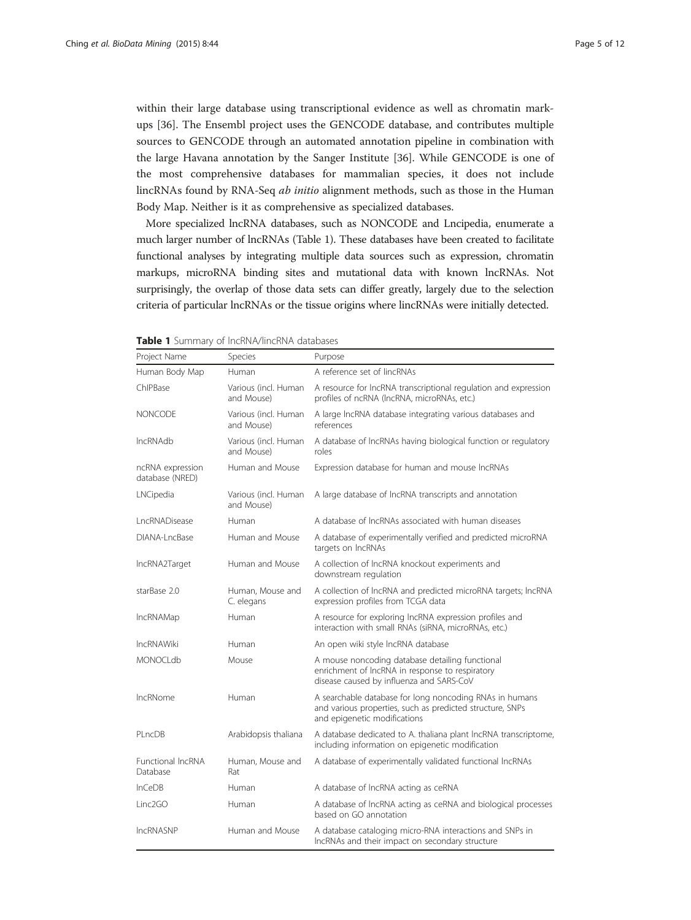within their large database using transcriptional evidence as well as chromatin markups [36]. The Ensembl project uses the GENCODE database, and contributes multiple sources to GENCODE through an automated annotation pipeline in combination with the large Havana annotation by the Sanger Institute [36]. While GENCODE is one of the most comprehensive databases for mammalian species, it does not include lincRNAs found by RNA-Seq *ab initio* alignment methods, such as those in the Human Body Map. Neither is it as comprehensive as specialized databases.

More specialized lncRNA databases, such as NONCODE and Lncipedia, enumerate a much larger number of lncRNAs (Table 1). These databases have been created to facilitate functional analyses by integrating multiple data sources such as expression, chromatin markups, microRNA binding sites and mutational data with known lncRNAs. Not surprisingly, the overlap of those data sets can differ greatly, largely due to the selection criteria of particular lncRNAs or the tissue origins where lincRNAs were initially detected.

**Table 1** Summary of lncRNA/lincRNA databases

| Project Name | Species | Purpose |
| --- | --- | --- |
| Human Body Map | Human | A reference set of lincRNAs |
| ChIPBase | Various (incl. Human and Mouse) | A resource for lncRNA transcriptional regulation and expression profiles of ncRNA (lncRNA, microRNAs, etc.) |
| NONCODE | Various (incl. Human and Mouse) | A large lncRNA database integrating various databases and references |
| lncRNAdb | Various (incl. Human and Mouse) | A database of lncRNAs having biological function or regulatory roles |
| ncRNA expression database (NRED) | Human and Mouse | Expression database for human and mouse lncRNAs |
| LNCipedia | Various (incl. Human and Mouse) | A large database of lncRNA transcripts and annotation |
| LncRNADisease | Human | A database of lncRNAs associated with human diseases |
| DIANA-LncBase | Human and Mouse | A database of experimentally verified and predicted microRNA targets on lncRNAs |
| lncRNA2Target | Human and Mouse | A collection of lncRNA knockout experiments and downstream regulation |
| starBase 2.0 | Human, Mouse and C. elegans | A collection of lncRNA and predicted microRNA targets; lncRNA expression profiles from TCGA data |
| lncRNAMap | Human | A resource for exploring lncRNA expression profiles and interaction with small RNAs (siRNA, microRNAs, etc.) |
| lncRNAWiki | Human | An open wiki style lncRNA database |
| MONOCLdb | Mouse | A mouse noncoding database detailing functional enrichment of lncRNA in response to respiratory disease caused by influenza and SARS-CoV |
| lncRNome | Human | A searchable database for long noncoding RNAs in humans and various properties, such as predicted structure, SNPs and epigenetic modifications |
| PLncDB | Arabidopsis thaliana | A database dedicated to A. thaliana plant lncRNA transcriptome, including information on epigenetic modification |
| Functional lncRNA Database | Human, Mouse and Rat | A database of experimentally validated functional lncRNAs |
| lnCeDB | Human | A database of lncRNA acting as ceRNA |
| Linc2GO | Human | A database of lncRNA acting as ceRNA and biological processes based on GO annotation |
| lncRNASNP | Human and Mouse | A database cataloging micro-RNA interactions and SNPs in lncRNAs and their impact on secondary structure |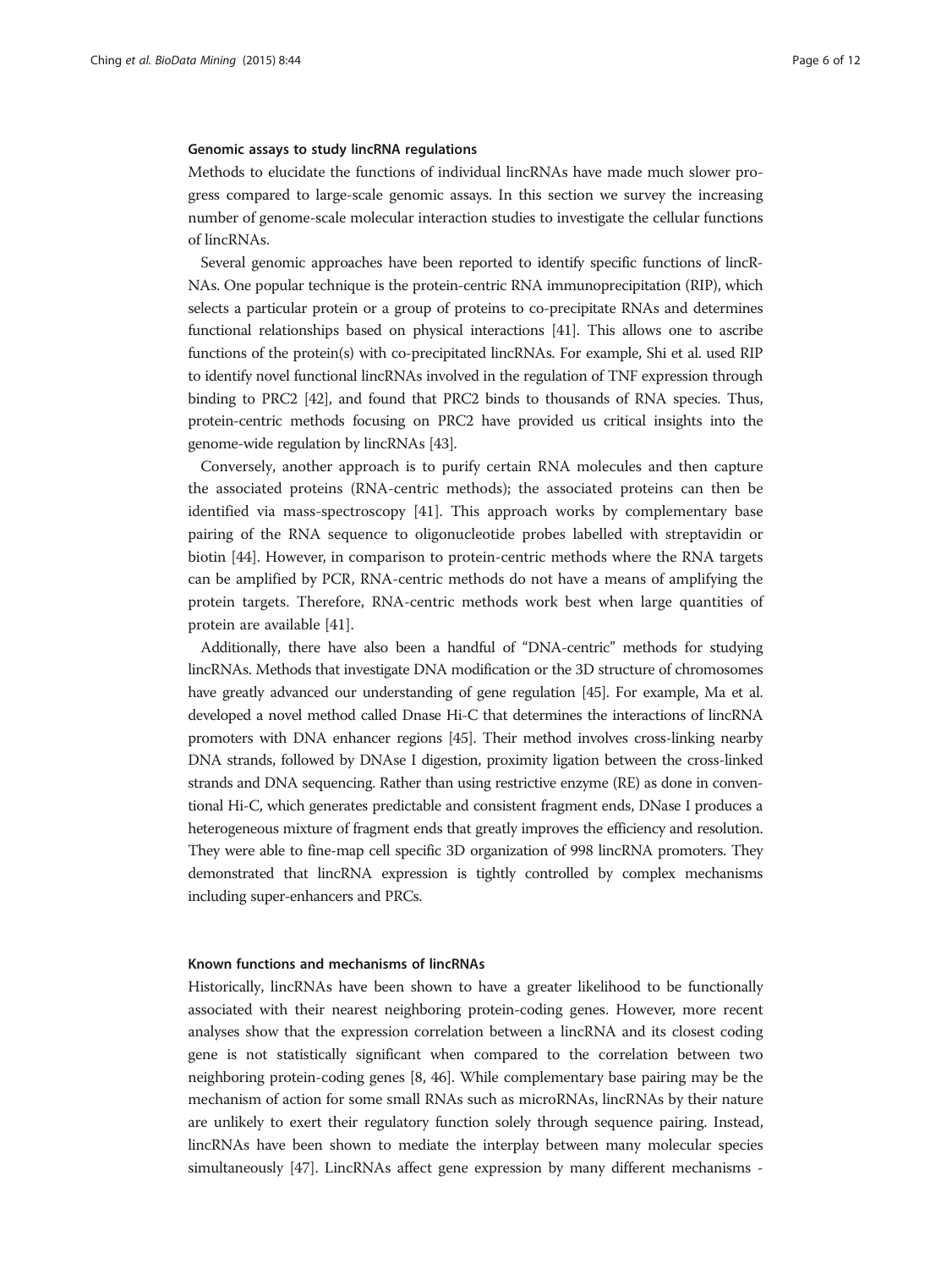### Genomic assays to study lincRNA regulations

Methods to elucidate the functions of individual lincRNAs have made much slower progress compared to large-scale genomic assays. In this section we survey the increasing number of genome-scale molecular interaction studies to investigate the cellular functions of lincRNAs.

Several genomic approaches have been reported to identify specific functions of lincRNAs. One popular technique is the protein-centric RNA immunoprecipitation (RIP), which selects a particular protein or a group of proteins to co-precipitate RNAs and determines functional relationships based on physical interactions [41]. This allows one to ascribe functions of the protein(s) with co-precipitated lincRNAs. For example, Shi et al. used RIP to identify novel functional lincRNAs involved in the regulation of TNF expression through binding to PRC2 [42], and found that PRC2 binds to thousands of RNA species. Thus, protein-centric methods focusing on PRC2 have provided us critical insights into the genome-wide regulation by lincRNAs [43].

Conversely, another approach is to purify certain RNA molecules and then capture the associated proteins (RNA-centric methods); the associated proteins can then be identified via mass-spectroscopy [41]. This approach works by complementary base pairing of the RNA sequence to oligonucleotide probes labelled with streptavidin or biotin [44]. However, in comparison to protein-centric methods where the RNA targets can be amplified by PCR, RNA-centric methods do not have a means of amplifying the protein targets. Therefore, RNA-centric methods work best when large quantities of protein are available [41].

Additionally, there have also been a handful of "DNA-centric" methods for studying lincRNAs. Methods that investigate DNA modification or the 3D structure of chromosomes have greatly advanced our understanding of gene regulation [45]. For example, Ma et al. developed a novel method called Dnase Hi-C that determines the interactions of lincRNA promoters with DNA enhancer regions [45]. Their method involves cross-linking nearby DNA strands, followed by DNAse I digestion, proximity ligation between the cross-linked strands and DNA sequencing. Rather than using restrictive enzyme (RE) as done in conventional Hi-C, which generates predictable and consistent fragment ends, DNase I produces a heterogeneous mixture of fragment ends that greatly improves the efficiency and resolution. They were able to fine-map cell specific 3D organization of 998 lincRNA promoters. They demonstrated that lincRNA expression is tightly controlled by complex mechanisms including super-enhancers and PRCs.

### Known functions and mechanisms of lincRNAs

Historically, lincRNAs have been shown to have a greater likelihood to be functionally associated with their nearest neighboring protein-coding genes. However, more recent analyses show that the expression correlation between a lincRNA and its closest coding gene is not statistically significant when compared to the correlation between two neighboring protein-coding genes [8, 46]. While complementary base pairing may be the mechanism of action for some small RNAs such as microRNAs, lincRNAs by their nature are unlikely to exert their regulatory function solely through sequence pairing. Instead, lincRNAs have been shown to mediate the interplay between many molecular species simultaneously [47]. LincRNAs affect gene expression by many different mechanisms -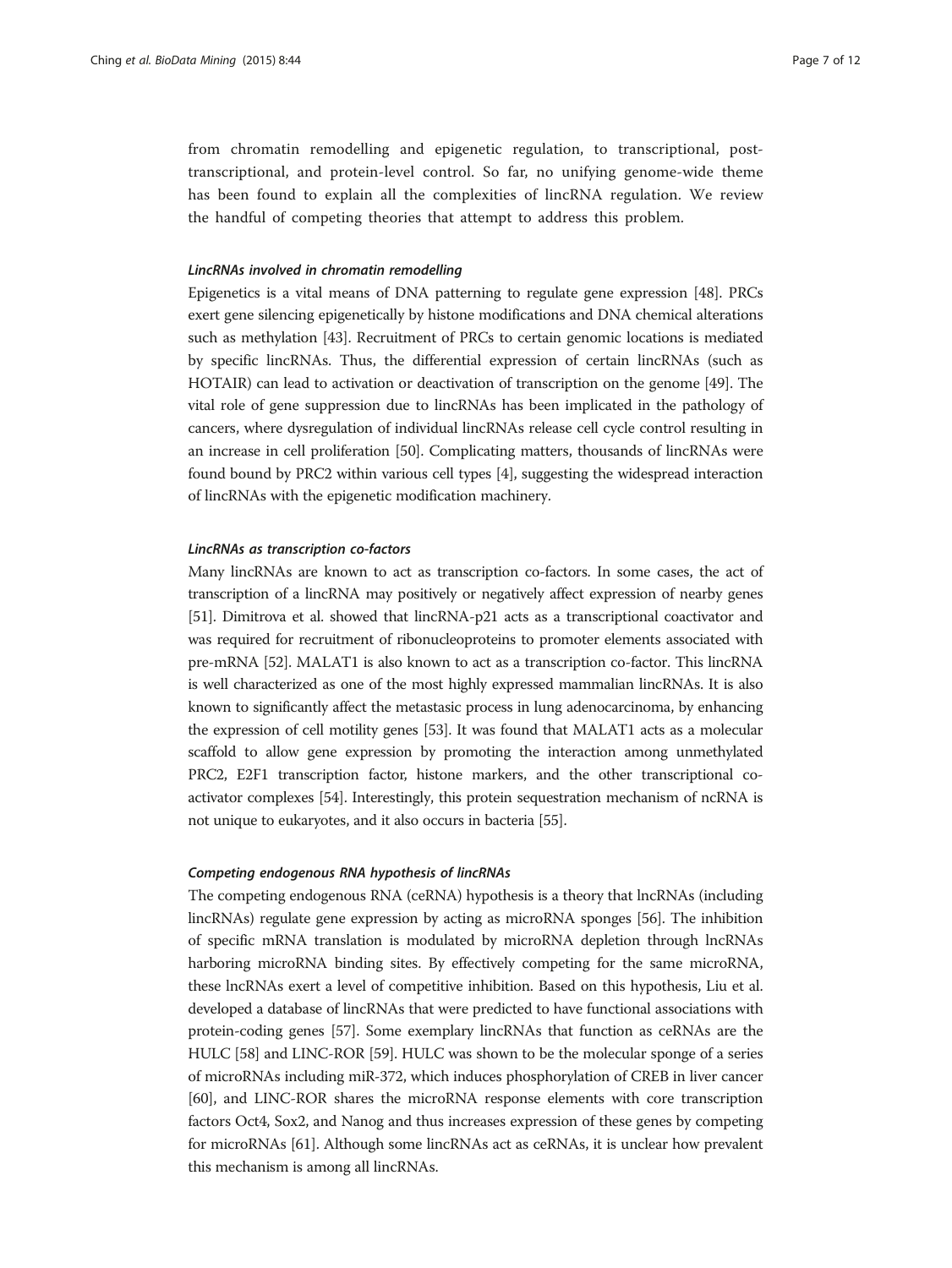from chromatin remodelling and epigenetic regulation, to transcriptional, post-transcriptional, and protein-level control. So far, no unifying genome-wide theme has been found to explain all the complexities of lincRNA regulation. We review the handful of competing theories that attempt to address this problem.

#### *LincRNAs involved in chromatin remodelling*

Epigenetics is a vital means of DNA patterning to regulate gene expression [48]. PRCs exert gene silencing epigenetically by histone modifications and DNA chemical alterations such as methylation [43]. Recruitment of PRCs to certain genomic locations is mediated by specific lincRNAs. Thus, the differential expression of certain lincRNAs (such as HOTAIR) can lead to activation or deactivation of transcription on the genome [49]. The vital role of gene suppression due to lincRNAs has been implicated in the pathology of cancers, where dysregulation of individual lincRNAs release cell cycle control resulting in an increase in cell proliferation [50]. Complicating matters, thousands of lincRNAs were found bound by PRC2 within various cell types [4], suggesting the widespread interaction of lincRNAs with the epigenetic modification machinery.

#### *LincRNAs as transcription co-factors*

Many lincRNAs are known to act as transcription co-factors. In some cases, the act of transcription of a lincRNA may positively or negatively affect expression of nearby genes [51]. Dimitrova et al. showed that lincRNA-p21 acts as a transcriptional coactivator and was required for recruitment of ribonucleoproteins to promoter elements associated with pre-mRNA [52]. MALAT1 is also known to act as a transcription co-factor. This lincRNA is well characterized as one of the most highly expressed mammalian lincRNAs. It is also known to significantly affect the metastasic process in lung adenocarcinoma, by enhancing the expression of cell motility genes [53]. It was found that MALAT1 acts as a molecular scaffold to allow gene expression by promoting the interaction among unmethylated PRC2, E2F1 transcription factor, histone markers, and the other transcriptional co-activator complexes [54]. Interestingly, this protein sequestration mechanism of ncRNA is not unique to eukaryotes, and it also occurs in bacteria [55].

#### *Competing endogenous RNA hypothesis of lincRNAs*

The competing endogenous RNA (ceRNA) hypothesis is a theory that lncRNAs (including lincRNAs) regulate gene expression by acting as microRNA sponges [56]. The inhibition of specific mRNA translation is modulated by microRNA depletion through lncRNAs harboring microRNA binding sites. By effectively competing for the same microRNA, these lncRNAs exert a level of competitive inhibition. Based on this hypothesis, Liu et al. developed a database of lincRNAs that were predicted to have functional associations with protein-coding genes [57]. Some exemplary lincRNAs that function as ceRNAs are the HULC [58] and LINC-ROR [59]. HULC was shown to be the molecular sponge of a series of microRNAs including miR-372, which induces phosphorylation of CREB in liver cancer [60], and LINC-ROR shares the microRNA response elements with core transcription factors Oct4, Sox2, and Nanog and thus increases expression of these genes by competing for microRNAs [61]. Although some lincRNAs act as ceRNAs, it is unclear how prevalent this mechanism is among all lincRNAs.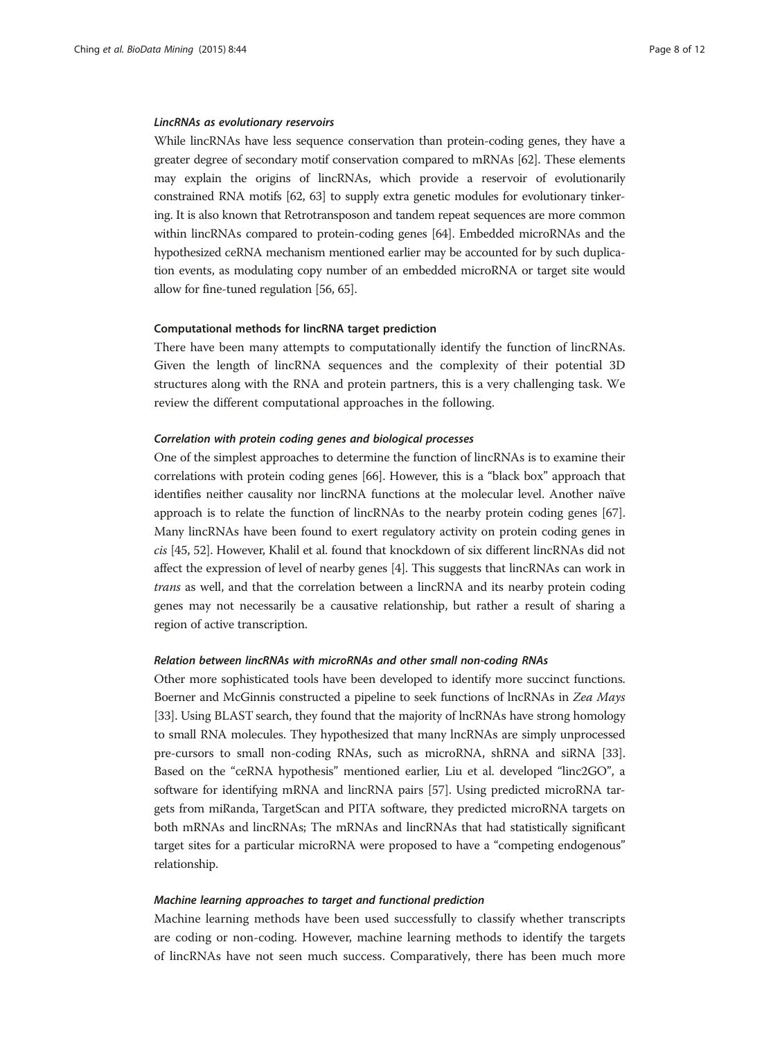#### *LincRNAs as evolutionary reservoirs*

While lincRNAs have less sequence conservation than protein-coding genes, they have a greater degree of secondary motif conservation compared to mRNAs [62]. These elements may explain the origins of lincRNAs, which provide a reservoir of evolutionarily constrained RNA motifs [62, 63] to supply extra genetic modules for evolutionary tinkering. It is also known that Retrotransposon and tandem repeat sequences are more common within lincRNAs compared to protein-coding genes [64]. Embedded microRNAs and the hypothesized ceRNA mechanism mentioned earlier may be accounted for by such duplication events, as modulating copy number of an embedded microRNA or target site would allow for fine-tuned regulation [56, 65].

### Computational methods for lincRNA target prediction

There have been many attempts to computationally identify the function of lincRNAs. Given the length of lincRNA sequences and the complexity of their potential 3D structures along with the RNA and protein partners, this is a very challenging task. We review the different computational approaches in the following.

#### *Correlation with protein coding genes and biological processes*

One of the simplest approaches to determine the function of lincRNAs is to examine their correlations with protein coding genes [66]. However, this is a "black box" approach that identifies neither causality nor lincRNA functions at the molecular level. Another naïve approach is to relate the function of lincRNAs to the nearby protein coding genes [67]. Many lincRNAs have been found to exert regulatory activity on protein coding genes in *cis* [45, 52]. However, Khalil et al. found that knockdown of six different lincRNAs did not affect the expression of level of nearby genes [4]. This suggests that lincRNAs can work in *trans* as well, and that the correlation between a lincRNA and its nearby protein coding genes may not necessarily be a causative relationship, but rather a result of sharing a region of active transcription.

#### *Relation between lincRNAs with microRNAs and other small non-coding RNAs*

Other more sophisticated tools have been developed to identify more succinct functions. Boerner and McGinnis constructed a pipeline to seek functions of lncRNAs in *Zea Mays* [33]. Using BLAST search, they found that the majority of lncRNAs have strong homology to small RNA molecules. They hypothesized that many lncRNAs are simply unprocessed pre-cursors to small non-coding RNAs, such as microRNA, shRNA and siRNA [33]. Based on the "ceRNA hypothesis" mentioned earlier, Liu et al. developed "linc2GO", a software for identifying mRNA and lincRNA pairs [57]. Using predicted microRNA targets from miRanda, TargetScan and PITA software, they predicted microRNA targets on both mRNAs and lincRNAs; The mRNAs and lincRNAs that had statistically significant target sites for a particular microRNA were proposed to have a "competing endogenous" relationship.

#### *Machine learning approaches to target and functional prediction*

Machine learning methods have been used successfully to classify whether transcripts are coding or non-coding. However, machine learning methods to identify the targets of lincRNAs have not seen much success. Comparatively, there has been much more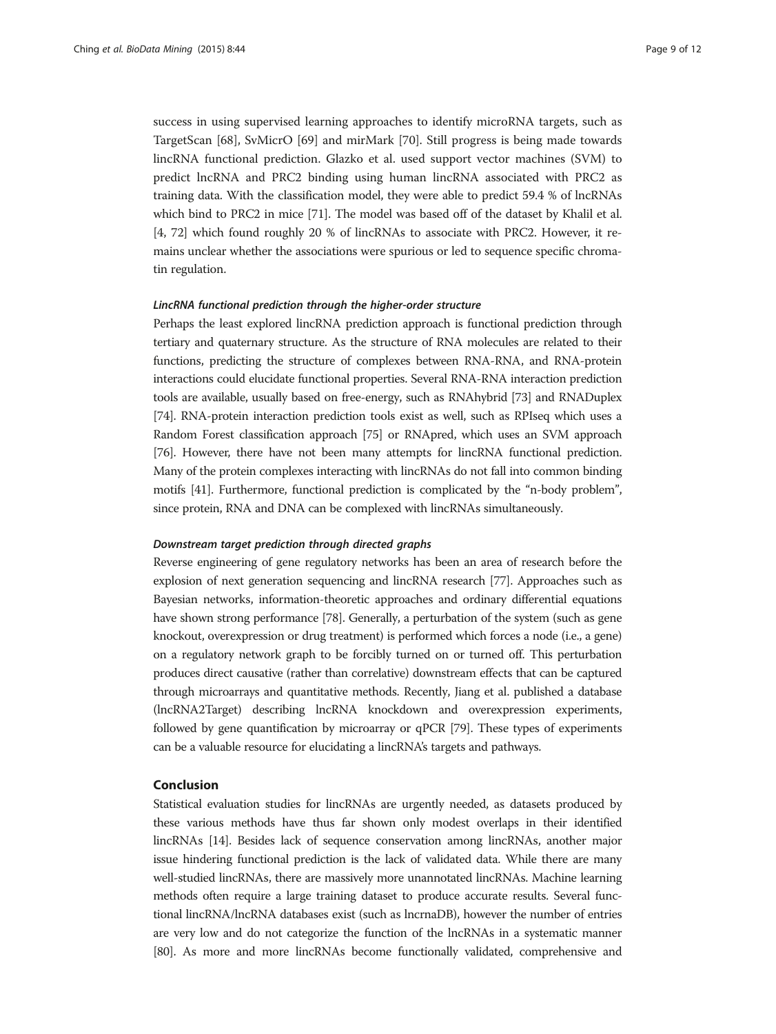success in using supervised learning approaches to identify microRNA targets, such as TargetScan [68], SvMicrO [69] and mirMark [70]. Still progress is being made towards lincRNA functional prediction. Glazko et al. used support vector machines (SVM) to predict lncRNA and PRC2 binding using human lincRNA associated with PRC2 as training data. With the classification model, they were able to predict 59.4 % of lncRNAs which bind to PRC2 in mice [71]. The model was based off of the dataset by Khalil et al. [4, 72] which found roughly 20 % of lincRNAs to associate with PRC2. However, it remains unclear whether the associations were spurious or led to sequence specific chromatin regulation.

#### *LincRNA functional prediction through the higher-order structure*

Perhaps the least explored lincRNA prediction approach is functional prediction through tertiary and quaternary structure. As the structure of RNA molecules are related to their functions, predicting the structure of complexes between RNA-RNA, and RNA-protein interactions could elucidate functional properties. Several RNA-RNA interaction prediction tools are available, usually based on free-energy, such as RNAhybrid [73] and RNADuplex [74]. RNA-protein interaction prediction tools exist as well, such as RPIseq which uses a Random Forest classification approach [75] or RNApred, which uses an SVM approach [76]. However, there have not been many attempts for lincRNA functional prediction. Many of the protein complexes interacting with lincRNAs do not fall into common binding motifs [41]. Furthermore, functional prediction is complicated by the "n-body problem", since protein, RNA and DNA can be complexed with lincRNAs simultaneously.

#### *Downstream target prediction through directed graphs*

Reverse engineering of gene regulatory networks has been an area of research before the explosion of next generation sequencing and lincRNA research [77]. Approaches such as Bayesian networks, information-theoretic approaches and ordinary differential equations have shown strong performance [78]. Generally, a perturbation of the system (such as gene knockout, overexpression or drug treatment) is performed which forces a node (i.e., a gene) on a regulatory network graph to be forcibly turned on or turned off. This perturbation produces direct causative (rather than correlative) downstream effects that can be captured through microarrays and quantitative methods. Recently, Jiang et al. published a database (lncRNA2Target) describing lncRNA knockdown and overexpression experiments, followed by gene quantification by microarray or qPCR [79]. These types of experiments can be a valuable resource for elucidating a lincRNA's targets and pathways.

## Conclusion

Statistical evaluation studies for lincRNAs are urgently needed, as datasets produced by these various methods have thus far shown only modest overlaps in their identified lincRNAs [14]. Besides lack of sequence conservation among lincRNAs, another major issue hindering functional prediction is the lack of validated data. While there are many well-studied lincRNAs, there are massively more unannotated lincRNAs. Machine learning methods often require a large training dataset to produce accurate results. Several functional lincRNA/lncRNA databases exist (such as lncrnaDB), however the number of entries are very low and do not categorize the function of the lncRNAs in a systematic manner [80]. As more and more lincRNAs become functionally validated, comprehensive and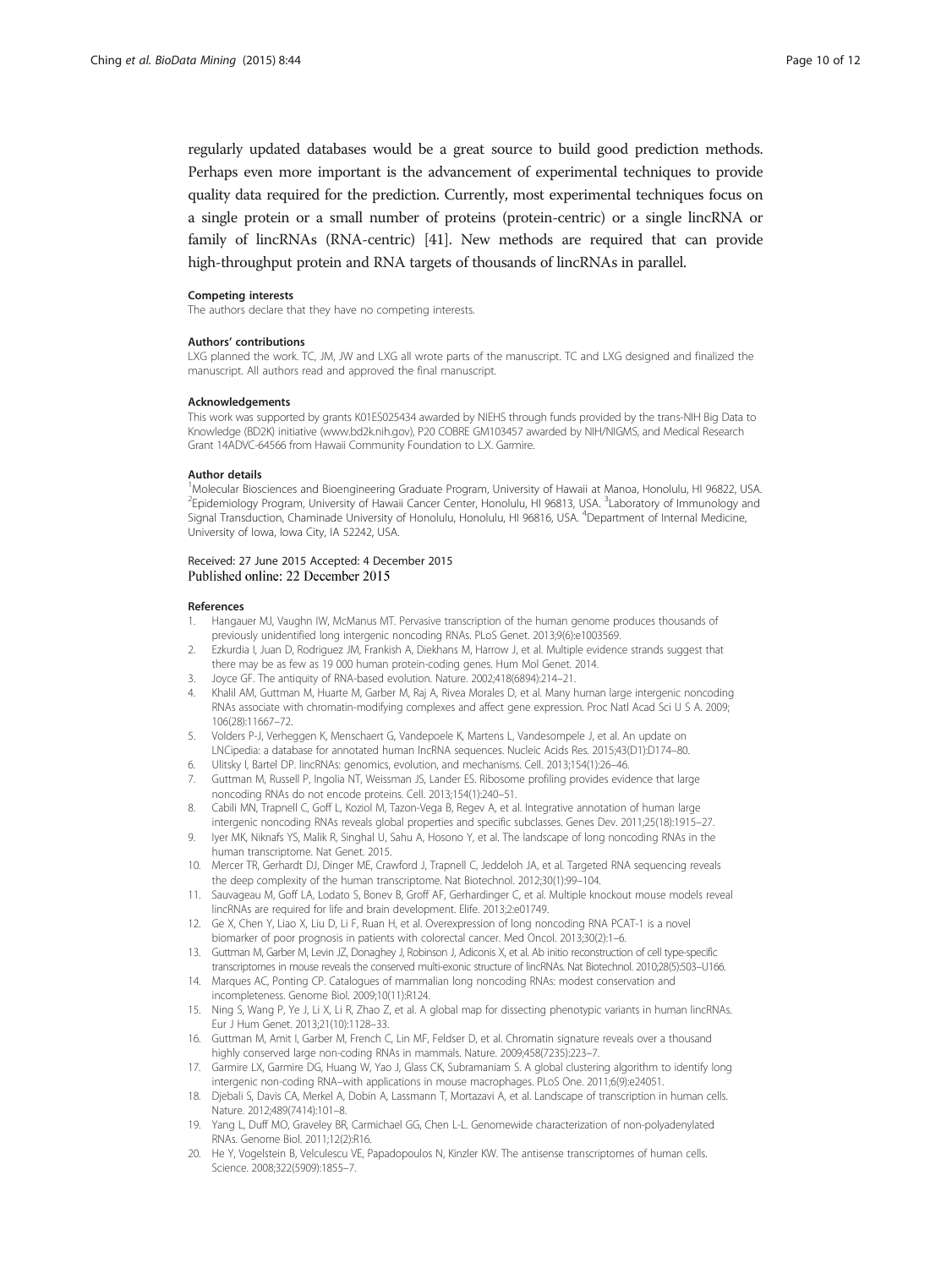regularly updated databases would be a great source to build good prediction methods. Perhaps even more important is the advancement of experimental techniques to provide quality data required for the prediction. Currently, most experimental techniques focus on a single protein or a small number of proteins (protein-centric) or a single lincRNA or family of lincRNAs (RNA-centric) [41]. New methods are required that can provide high-throughput protein and RNA targets of thousands of lincRNAs in parallel.

#### Competing interests

The authors declare that they have no competing interests.

#### Authors' contributions

LXG planned the work. TC, JM, JW and LXG all wrote parts of the manuscript. TC and LXG designed and finalized the manuscript. All authors read and approved the final manuscript.

#### Acknowledgements

This work was supported by grants K01ES025434 awarded by NIEHS through funds provided by the trans-NIH Big Data to Knowledge (BD2K) initiative (www.bd2k.nih.gov), P20 COBRE GM103457 awarded by NIH/NIGMS, and Medical Research Grant 14ADVC-64566 from Hawaii Community Foundation to L.X. Garmire.

#### Author details

[1]Molecular Biosciences and Bioengineering Graduate Program, University of Hawaii at Manoa, Honolulu, HI 96822, USA. [2]Epidemiology Program, University of Hawaii Cancer Center, Honolulu, HI 96813, USA. [3]Laboratory of Immunology and Signal Transduction, Chaminade University of Honolulu, Honolulu, HI 96816, USA. [4]Department of Internal Medicine, University of Iowa, Iowa City, IA 52242, USA.

Received: 27 June 2015 Accepted: 4 December 2015
Published online: 22 December 2015

#### References

1. Hangauer MJ, Vaughn IW, McManus MT. Pervasive transcription of the human genome produces thousands of previously unidentified long intergenic noncoding RNAs. PLoS Genet. 2013;9(6):e1003569.
2. Ezkurdia I, Juan D, Rodriguez JM, Frankish A, Diekhans M, Harrow J, et al. Multiple evidence strands suggest that there may be as few as 19 000 human protein-coding genes. Hum Mol Genet. 2014.
3. Joyce GF. The antiquity of RNA-based evolution. Nature. 2002;418(6894):214–21.
4. Khalil AM, Guttman M, Huarte M, Garber M, Raj A, Rivea Morales D, et al. Many human large intergenic noncoding RNAs associate with chromatin-modifying complexes and affect gene expression. Proc Natl Acad Sci U S A. 2009; 106(28):11667–72.
5. Volders P-J, Verheggen K, Menschaert G, Vandepoele K, Martens L, Vandesompele J, et al. An update on LNCipedia: a database for annotated human lncRNA sequences. Nucleic Acids Res. 2015;43(D1):D174–80.
6. Ulitsky I, Bartel DP. lincRNAs: genomics, evolution, and mechanisms. Cell. 2013;154(1):26–46.
7. Guttman M, Russell P, Ingolia NT, Weissman JS, Lander ES. Ribosome profiling provides evidence that large noncoding RNAs do not encode proteins. Cell. 2013;154(1):240–51.
8. Cabili MN, Trapnell C, Goff L, Koziol M, Tazon-Vega B, Regev A, et al. Integrative annotation of human large intergenic noncoding RNAs reveals global properties and specific subclasses. Genes Dev. 2011;25(18):1915–27.
9. Iyer MK, Niknafs YS, Malik R, Singhal U, Sahu A, Hosono Y, et al. The landscape of long noncoding RNAs in the human transcriptome. Nat Genet. 2015.
10. Mercer TR, Gerhardt DJ, Dinger ME, Crawford J, Trapnell C, Jeddeloh JA, et al. Targeted RNA sequencing reveals the deep complexity of the human transcriptome. Nat Biotechnol. 2012;30(1):99–104.
11. Sauvageau M, Goff LA, Lodato S, Bonev B, Groff AF, Gerhardinger C, et al. Multiple knockout mouse models reveal lincRNAs are required for life and brain development. Elife. 2013;2:e01749.
12. Ge X, Chen Y, Liao X, Liu D, Li F, Ruan H, et al. Overexpression of long noncoding RNA PCAT-1 is a novel biomarker of poor prognosis in patients with colorectal cancer. Med Oncol. 2013;30(2):1–6.
13. Guttman M, Garber M, Levin JZ, Donaghey J, Robinson J, Adiconis X, et al. Ab initio reconstruction of cell type-specific transcriptomes in mouse reveals the conserved multi-exonic structure of lincRNAs. Nat Biotechnol. 2010;28(5):503–U166.
14. Marques AC, Ponting CP. Catalogues of mammalian long noncoding RNAs: modest conservation and incompleteness. Genome Biol. 2009;10(11):R124.
15. Ning S, Wang P, Ye J, Li X, Li R, Zhao Z, et al. A global map for dissecting phenotypic variants in human lincRNAs. Eur J Hum Genet. 2013;21(10):1128–33.
16. Guttman M, Amit I, Garber M, French C, Lin MF, Feldser D, et al. Chromatin signature reveals over a thousand highly conserved large non-coding RNAs in mammals. Nature. 2009;458(7235):223–7.
17. Garmire LX, Garmire DG, Huang W, Yao J, Glass CK, Subramaniam S. A global clustering algorithm to identify long intergenic non-coding RNA–with applications in mouse macrophages. PLoS One. 2011;6(9):e24051.
18. Djebali S, Davis CA, Merkel A, Dobin A, Lassmann T, Mortazavi A, et al. Landscape of transcription in human cells. Nature. 2012;489(7414):101–8.
19. Yang L, Duff MO, Graveley BR, Carmichael GG, Chen L-L. Genomewide characterization of non-polyadenylated RNAs. Genome Biol. 2011;12(2):R16.
20. He Y, Vogelstein B, Velculescu VE, Papadopoulos N, Kinzler KW. The antisense transcriptomes of human cells. Science. 2008;322(5909):1855–7.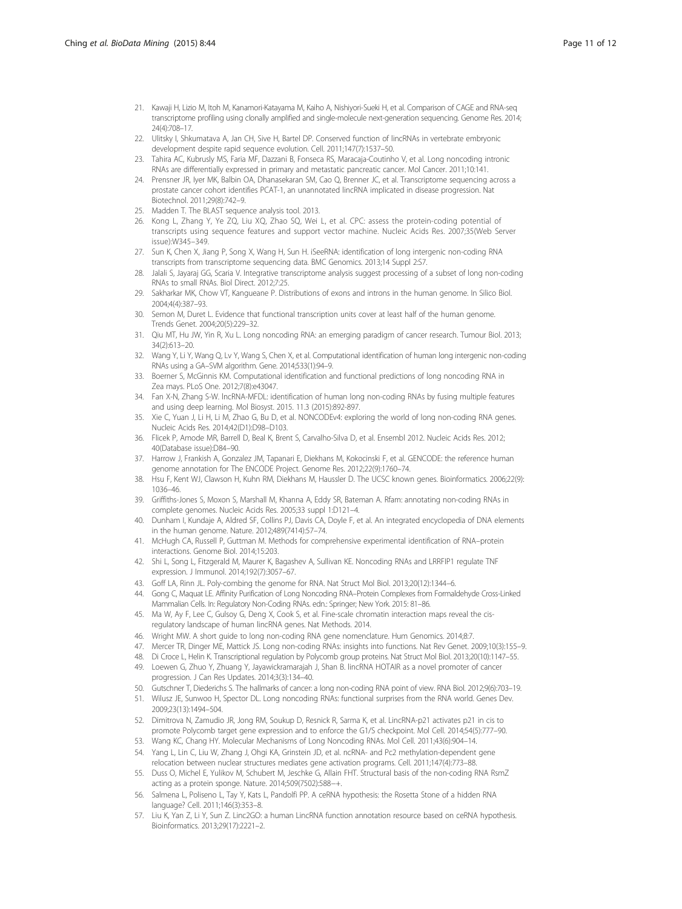21. Kawaji H, Lizio M, Itoh M, Kanamori-Katayama M, Kaiho A, Nishiyori-Sueki H, et al. Comparison of CAGE and RNA-seq transcriptome profiling using clonally amplified and single-molecule next-generation sequencing. Genome Res. 2014; 24(4):708–17.
22. Ulitsky I, Shkumatava A, Jan CH, Sive H, Bartel DP. Conserved function of lincRNAs in vertebrate embryonic development despite rapid sequence evolution. Cell. 2011;147(7):1537–50.
23. Tahira AC, Kubrusly MS, Faria MF, Dazzani B, Fonseca RS, Maracaja-Coutinho V, et al. Long noncoding intronic RNAs are differentially expressed in primary and metastatic pancreatic cancer. Mol Cancer. 2011;10:141.
24. Prensner JR, Iyer MK, Balbin OA, Dhanasekaran SM, Cao Q, Brenner JC, et al. Transcriptome sequencing across a prostate cancer cohort identifies PCAT-1, an unannotated lincRNA implicated in disease progression. Nat Biotechnol. 2011;29(8):742–9.
25. Madden T. The BLAST sequence analysis tool. 2013.
26. Kong L, Zhang Y, Ye ZQ, Liu XQ, Zhao SQ, Wei L, et al. CPC: assess the protein-coding potential of transcripts using sequence features and support vector machine. Nucleic Acids Res. 2007;35(Web Server issue):W345–349.
27. Sun K, Chen X, Jiang P, Song X, Wang H, Sun H. iSeeRNA: identification of long intergenic non-coding RNA transcripts from transcriptome sequencing data. BMC Genomics. 2013;14 Suppl 2:S7.
28. Jalali S, Jayaraj GG, Scaria V. Integrative transcriptome analysis suggest processing of a subset of long non-coding RNAs to small RNAs. Biol Direct. 2012;7:25.
29. Sakharkar MK, Chow VT, Kangueane P. Distributions of exons and introns in the human genome. In Silico Biol. 2004;4(4):387–93.
30. Semon M, Duret L. Evidence that functional transcription units cover at least half of the human genome. Trends Genet. 2004;20(5):229–32.
31. Qiu MT, Hu JW, Yin R, Xu L. Long noncoding RNA: an emerging paradigm of cancer research. Tumour Biol. 2013; 34(2):613–20.
32. Wang Y, Li Y, Wang Q, Lv Y, Wang S, Chen X, et al. Computational identification of human long intergenic non-coding RNAs using a GA–SVM algorithm. Gene. 2014;533(1):94–9.
33. Boerner S, McGinnis KM. Computational identification and functional predictions of long noncoding RNA in Zea mays. PLoS One. 2012;7(8):e43047.
34. Fan X-N, Zhang S-W. lncRNA-MFDL: identification of human long non-coding RNAs by fusing multiple features and using deep learning. Mol Biosyst. 2015. 11.3 (2015):892-897.
35. Xie C, Yuan J, Li H, Li M, Zhao G, Bu D, et al. NONCODEv4: exploring the world of long non-coding RNA genes. Nucleic Acids Res. 2014;42(D1):D98–D103.
36. Flicek P, Amode MR, Barrell D, Beal K, Brent S, Carvalho-Silva D, et al. Ensembl 2012. Nucleic Acids Res. 2012; 40(Database issue):D84–90.
37. Harrow J, Frankish A, Gonzalez JM, Tapanari E, Diekhans M, Kokocinski F, et al. GENCODE: the reference human genome annotation for The ENCODE Project. Genome Res. 2012;22(9):1760–74.
38. Hsu F, Kent WJ, Clawson H, Kuhn RM, Diekhans M, Haussler D. The UCSC known genes. Bioinformatics. 2006;22(9): 1036–46.
39. Griffiths-Jones S, Moxon S, Marshall M, Khanna A, Eddy SR, Bateman A. Rfam: annotating non-coding RNAs in complete genomes. Nucleic Acids Res. 2005;33 suppl 1:D121–4.
40. Dunham I, Kundaje A, Aldred SF, Collins PJ, Davis CA, Doyle F, et al. An integrated encyclopedia of DNA elements in the human genome. Nature. 2012;489(7414):57–74.
41. McHugh CA, Russell P, Guttman M. Methods for comprehensive experimental identification of RNA–protein interactions. Genome Biol. 2014;15:203.
42. Shi L, Song L, Fitzgerald M, Maurer K, Bagashev A, Sullivan KE. Noncoding RNAs and LRRFIP1 regulate TNF expression. J Immunol. 2014;192(7):3057–67.
43. Goff LA, Rinn JL. Poly-combing the genome for RNA. Nat Struct Mol Biol. 2013;20(12):1344–6.
44. Gong C, Maquat LE. Affinity Purification of Long Noncoding RNA–Protein Complexes from Formaldehyde Cross-Linked Mammalian Cells. In: Regulatory Non-Coding RNAs. edn.: Springer; New York. 2015: 81–86.
45. Ma W, Ay F, Lee C, Gulsoy G, Deng X, Cook S, et al. Fine-scale chromatin interaction maps reveal the cis-regulatory landscape of human lincRNA genes. Nat Methods. 2014.
46. Wright MW. A short guide to long non-coding RNA gene nomenclature. Hum Genomics. 2014;8:7.
47. Mercer TR, Dinger ME, Mattick JS. Long non-coding RNAs: insights into functions. Nat Rev Genet. 2009;10(3):155–9.
48. Di Croce L, Helin K. Transcriptional regulation by Polycomb group proteins. Nat Struct Mol Biol. 2013;20(10):1147–55.
49. Loewen G, Zhuo Y, Zhuang Y, Jayawickramarajah J, Shan B. lincRNA HOTAIR as a novel promoter of cancer progression. J Can Res Updates. 2014;3(3):134–40.
50. Gutschner T, Diederichs S. The hallmarks of cancer: a long non-coding RNA point of view. RNA Biol. 2012;9(6):703–19.
51. Wilusz JE, Sunwoo H, Spector DL. Long noncoding RNAs: functional surprises from the RNA world. Genes Dev. 2009;23(13):1494–504.
52. Dimitrova N, Zamudio JR, Jong RM, Soukup D, Resnick R, Sarma K, et al. LincRNA-p21 activates p21 in cis to promote Polycomb target gene expression and to enforce the G1/S checkpoint. Mol Cell. 2014;54(5):777–90.
53. Wang KC, Chang HY. Molecular Mechanisms of Long Noncoding RNAs. Mol Cell. 2011;43(6):904–14.
54. Yang L, Lin C, Liu W, Zhang J, Ohgi KA, Grinstein JD, et al. ncRNA- and Pc2 methylation-dependent gene relocation between nuclear structures mediates gene activation programs. Cell. 2011;147(4):773–88.
55. Duss O, Michel E, Yulikov M, Schubert M, Jeschke G, Allain FHT. Structural basis of the non-coding RNA RsmZ acting as a protein sponge. Nature. 2014;509(7502):588–+.
56. Salmena L, Poliseno L, Tay Y, Kats L, Pandolfi PP. A ceRNA hypothesis: the Rosetta Stone of a hidden RNA language? Cell. 2011;146(3):353–8.
57. Liu K, Yan Z, Li Y, Sun Z. Linc2GO: a human LincRNA function annotation resource based on ceRNA hypothesis. Bioinformatics. 2013;29(17):2221–2.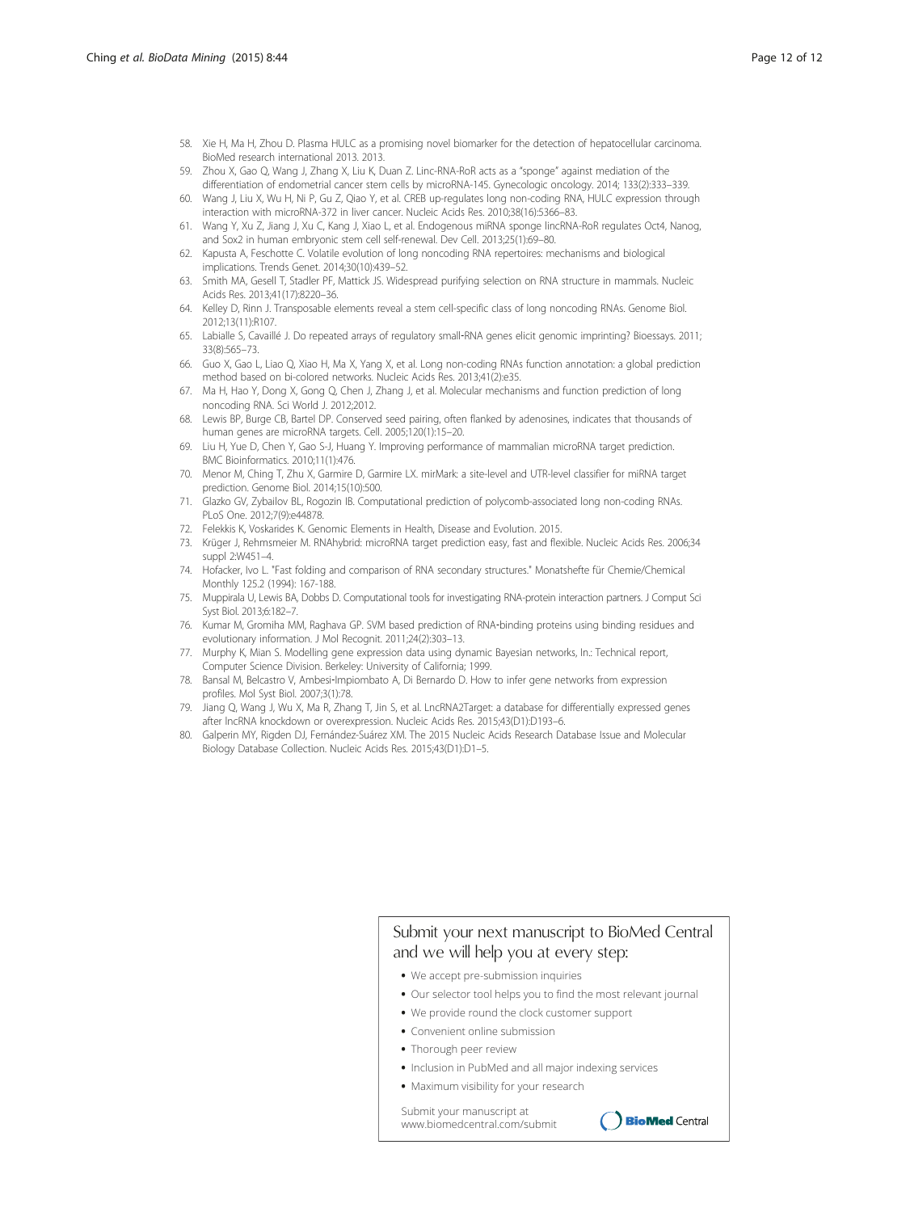58. Xie H, Ma H, Zhou D. Plasma HULC as a promising novel biomarker for the detection of hepatocellular carcinoma. BioMed research international 2013. 2013.
59. Zhou X, Gao Q, Wang J, Zhang X, Liu K, Duan Z. Linc-RNA-RoR acts as a "sponge" against mediation of the differentiation of endometrial cancer stem cells by microRNA-145. Gynecologic oncology. 2014; 133(2):333–339.
60. Wang J, Liu X, Wu H, Ni P, Gu Z, Qiao Y, et al. CREB up-regulates long non-coding RNA, HULC expression through interaction with microRNA-372 in liver cancer. Nucleic Acids Res. 2010;38(16):5366–83.
61. Wang Y, Xu Z, Jiang J, Xu C, Kang J, Xiao L, et al. Endogenous miRNA sponge lincRNA-RoR regulates Oct4, Nanog, and Sox2 in human embryonic stem cell self-renewal. Dev Cell. 2013;25(1):69–80.
62. Kapusta A, Feschotte C. Volatile evolution of long noncoding RNA repertoires: mechanisms and biological implications. Trends Genet. 2014;30(10):439–52.
63. Smith MA, Gesell T, Stadler PF, Mattick JS. Widespread purifying selection on RNA structure in mammals. Nucleic Acids Res. 2013;41(17):8220–36.
64. Kelley D, Rinn J. Transposable elements reveal a stem cell-specific class of long noncoding RNAs. Genome Biol. 2012;13(11):R107.
65. Labialle S, Cavaillé J. Do repeated arrays of regulatory small-RNA genes elicit genomic imprinting? Bioessays. 2011; 33(8):565–73.
66. Guo X, Gao L, Liao Q, Xiao H, Ma X, Yang X, et al. Long non-coding RNAs function annotation: a global prediction method based on bi-colored networks. Nucleic Acids Res. 2013;41(2):e35.
67. Ma H, Hao Y, Dong X, Gong Q, Chen J, Zhang J, et al. Molecular mechanisms and function prediction of long noncoding RNA. Sci World J. 2012;2012.
68. Lewis BP, Burge CB, Bartel DP. Conserved seed pairing, often flanked by adenosines, indicates that thousands of human genes are microRNA targets. Cell. 2005;120(1):15–20.
69. Liu H, Yue D, Chen Y, Gao S-J, Huang Y. Improving performance of mammalian microRNA target prediction. BMC Bioinformatics. 2010;11(1):476.
70. Menor M, Ching T, Zhu X, Garmire D, Garmire LX. mirMark: a site-level and UTR-level classifier for miRNA target prediction. Genome Biol. 2014;15(10):500.
71. Glazko GV, Zybailov BL, Rogozin IB. Computational prediction of polycomb-associated long non-coding RNAs. PLoS One. 2012;7(9):e44878.
72. Felekkis K, Voskarides K. Genomic Elements in Health, Disease and Evolution. 2015.
73. Krüger J, Rehmsmeier M. RNAhybrid: microRNA target prediction easy, fast and flexible. Nucleic Acids Res. 2006;34 suppl 2:W451–4.
74. Hofacker, Ivo L. "Fast folding and comparison of RNA secondary structures." Monatshefte für Chemie/Chemical Monthly 125.2 (1994): 167-188.
75. Muppirala U, Lewis BA, Dobbs D. Computational tools for investigating RNA-protein interaction partners. J Comput Sci Syst Biol. 2013;6:182–7.
76. Kumar M, Gromiha MM, Raghava GP. SVM based prediction of RNA-binding proteins using binding residues and evolutionary information. J Mol Recognit. 2011;24(2):303–13.
77. Murphy K, Mian S. Modelling gene expression data using dynamic Bayesian networks, In.: Technical report, Computer Science Division. Berkeley: University of California; 1999.
78. Bansal M, Belcastro V, Ambesi-Impiombato A, Di Bernardo D. How to infer gene networks from expression profiles. Mol Syst Biol. 2007;3(1):78.
79. Jiang Q, Wang J, Wu X, Ma R, Zhang T, Jin S, et al. LncRNA2Target: a database for differentially expressed genes after lncRNA knockdown or overexpression. Nucleic Acids Res. 2015;43(D1):D193–6.
80. Galperin MY, Rigden DJ, Fernández-Suárez XM. The 2015 Nucleic Acids Research Database Issue and Molecular Biology Database Collection. Nucleic Acids Res. 2015;43(D1):D1–5.

Submit your next manuscript to BioMed Central and we will help you at every step:

- We accept pre-submission inquiries
- Our selector tool helps you to find the most relevant journal
- We provide round the clock customer support
- Convenient online submission
- Thorough peer review
- Inclusion in PubMed and all major indexing services
- Maximum visibility for your research

Submit your manuscript at
www.biomedcentral.com/submit

BioMed Central